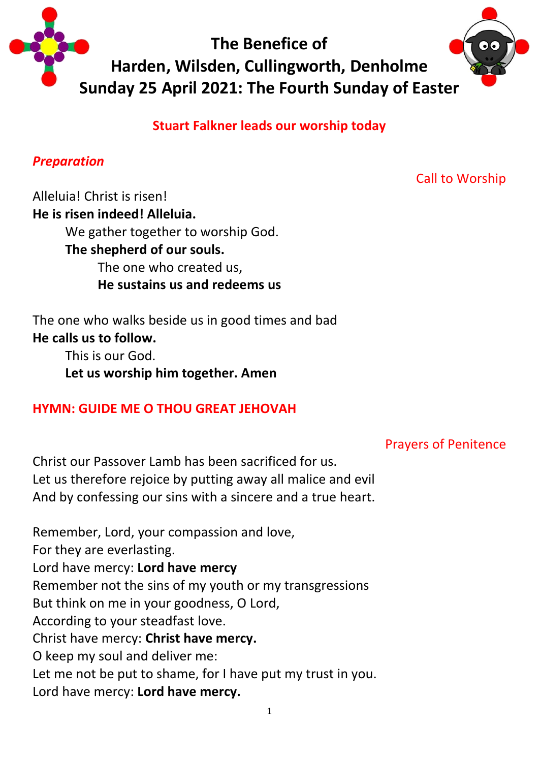# The Benefice of
# Harden, Wilsden, Cullingworth, Denholme
# Sunday 25 April 2021: The Fourth Sunday of Easter

**Stuart Falkner leads our worship today**

***Preparation***

Call to Worship

Alleluia! Christ is risen!
**He is risen indeed! Alleluia.**
We gather together to worship God.
**The shepherd of our souls.**
The one who created us,
**He sustains us and redeems us**

The one who walks beside us in good times and bad
**He calls us to follow.**
This is our God.
**Let us worship him together. Amen**

**HYMN: GUIDE ME O THOU GREAT JEHOVAH**

Prayers of Penitence

Christ our Passover Lamb has been sacrificed for us.
Let us therefore rejoice by putting away all malice and evil
And by confessing our sins with a sincere and a true heart.

Remember, Lord, your compassion and love,
For they are everlasting.
Lord have mercy: **Lord have mercy**
Remember not the sins of my youth or my transgressions
But think on me in your goodness, O Lord,
According to your steadfast love.
Christ have mercy: **Christ have mercy.**
O keep my soul and deliver me:
Let me not be put to shame, for I have put my trust in you.
Lord have mercy: **Lord have mercy.**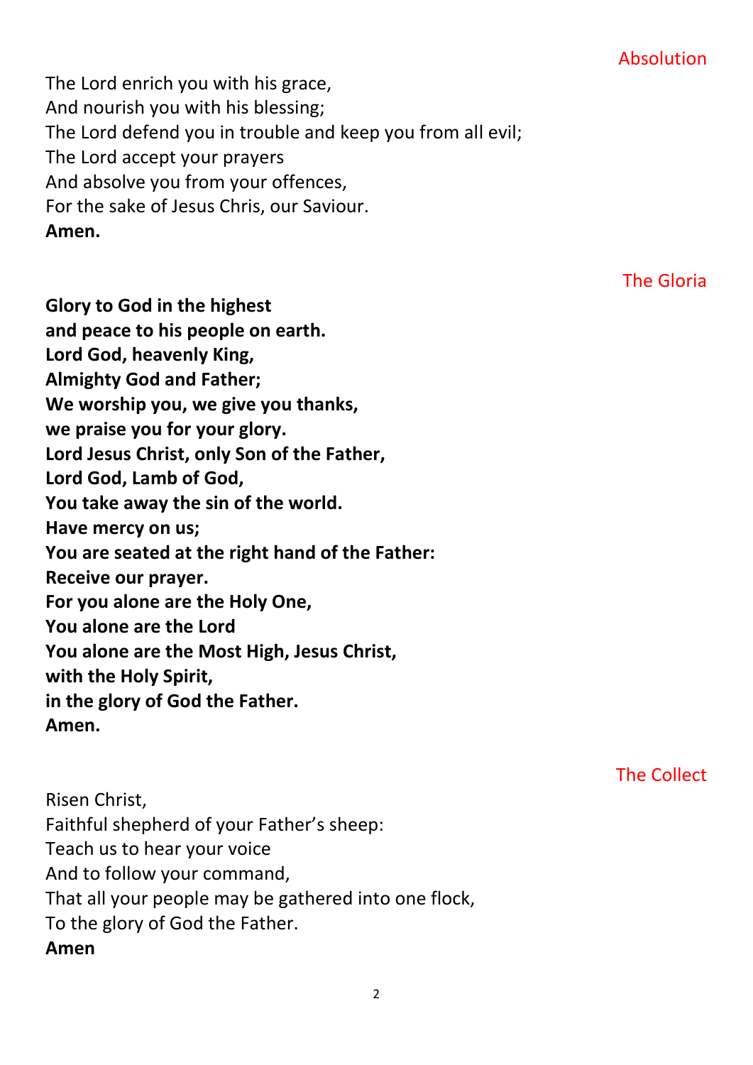## Absolution

The Lord enrich you with his grace,
And nourish you with his blessing;
The Lord defend you in trouble and keep you from all evil;
The Lord accept your prayers
And absolve you from your offences,
For the sake of Jesus Chris, our Saviour.
**Amen.**

## The Gloria

**Glory to God in the highest**
**and peace to his people on earth.**
**Lord God, heavenly King,**
**Almighty God and Father;**
**We worship you, we give you thanks,**
**we praise you for your glory.**
**Lord Jesus Christ, only Son of the Father,**
**Lord God, Lamb of God,**
**You take away the sin of the world.**
**Have mercy on us;**
**You are seated at the right hand of the Father:**
**Receive our prayer.**
**For you alone are the Holy One,**
**You alone are the Lord**
**You alone are the Most High, Jesus Christ,**
**with the Holy Spirit,**
**in the glory of God the Father.**
**Amen.**

## The Collect

Risen Christ,
Faithful shepherd of your Father's sheep:
Teach us to hear your voice
And to follow your command,
That all your people may be gathered into one flock,
To the glory of God the Father.
**Amen**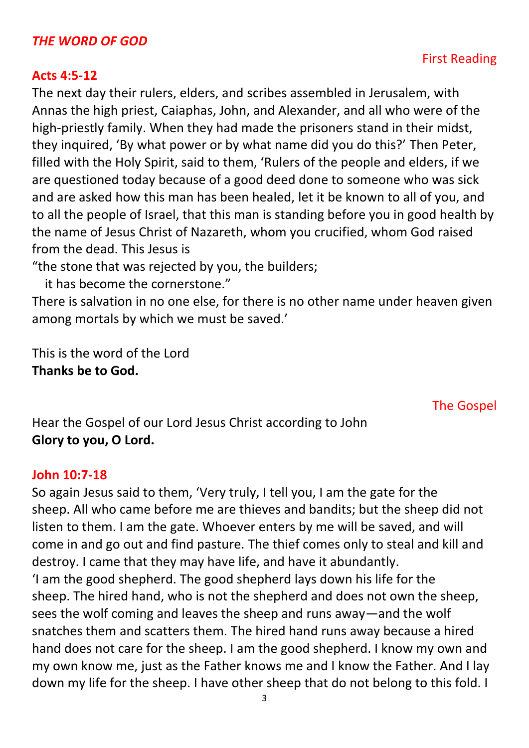## *THE WORD OF GOD*

First Reading

### Acts 4:5-12

The next day their rulers, elders, and scribes assembled in Jerusalem, with Annas the high priest, Caiaphas, John, and Alexander, and all who were of the high-priestly family. When they had made the prisoners stand in their midst, they inquired, 'By what power or by what name did you do this?' Then Peter, filled with the Holy Spirit, said to them, 'Rulers of the people and elders, if we are questioned today because of a good deed done to someone who was sick and are asked how this man has been healed, let it be known to all of you, and to all the people of Israel, that this man is standing before you in good health by the name of Jesus Christ of Nazareth, whom you crucified, whom God raised from the dead. This Jesus is

"the stone that was rejected by you, the builders;
it has become the cornerstone."

There is salvation in no one else, for there is no other name under heaven given among mortals by which we must be saved.'

This is the word of the Lord
**Thanks be to God.**

The Gospel

Hear the Gospel of our Lord Jesus Christ according to John
**Glory to you, O Lord.**

### John 10:7-18

So again Jesus said to them, 'Very truly, I tell you, I am the gate for the sheep. All who came before me are thieves and bandits; but the sheep did not listen to them. I am the gate. Whoever enters by me will be saved, and will come in and go out and find pasture. The thief comes only to steal and kill and destroy. I came that they may have life, and have it abundantly.
'I am the good shepherd. The good shepherd lays down his life for the sheep. The hired hand, who is not the shepherd and does not own the sheep, sees the wolf coming and leaves the sheep and runs away—and the wolf snatches them and scatters them. The hired hand runs away because a hired hand does not care for the sheep. I am the good shepherd. I know my own and my own know me, just as the Father knows me and I know the Father. And I lay down my life for the sheep. I have other sheep that do not belong to this fold. I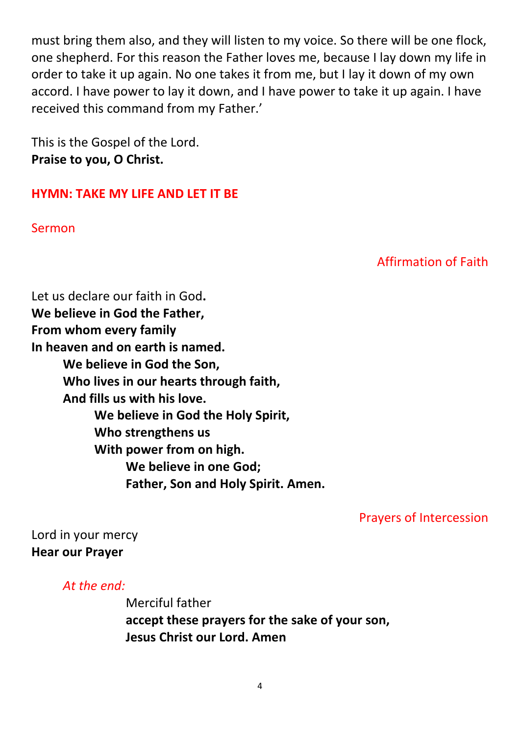must bring them also, and they will listen to my voice. So there will be one flock, one shepherd. For this reason the Father loves me, because I lay down my life in order to take it up again. No one takes it from me, but I lay it down of my own accord. I have power to lay it down, and I have power to take it up again. I have received this command from my Father.'

This is the Gospel of the Lord.
**Praise to you, O Christ.**

**HYMN: TAKE MY LIFE AND LET IT BE**

Sermon

Affirmation of Faith

Let us declare our faith in God.
**We believe in God the Father,**
**From whom every family**
**In heaven and on earth is named.**
**We believe in God the Son,**
**Who lives in our hearts through faith,**
**And fills us with his love.**
**We believe in God the Holy Spirit,**
**Who strengthens us**
**With power from on high.**
**We believe in one God;**
**Father, Son and Holy Spirit. Amen.**

Prayers of Intercession

Lord in your mercy
**Hear our Prayer**

*At the end:*

Merciful father
**accept these prayers for the sake of your son,**
**Jesus Christ our Lord. Amen**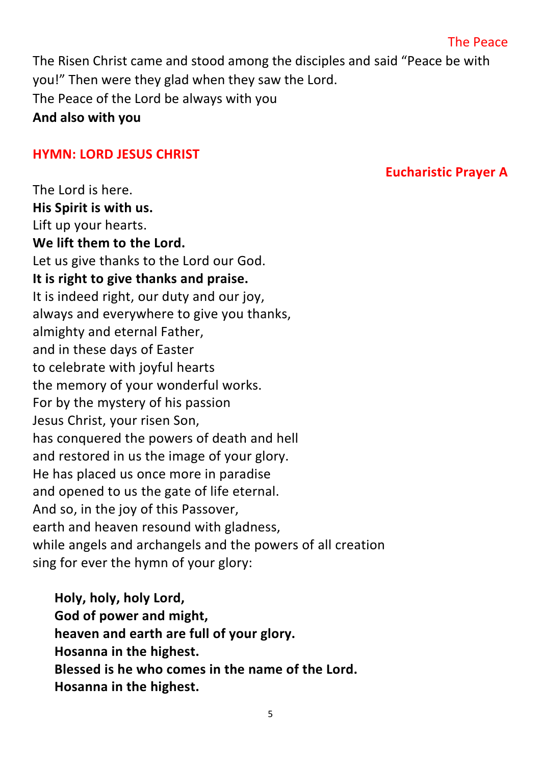## The Peace

The Risen Christ came and stood among the disciples and said "Peace be with you!" Then were they glad when they saw the Lord.
The Peace of the Lord be always with you
**And also with you**

## HYMN: LORD JESUS CHRIST

## Eucharistic Prayer A

The Lord is here.
**His Spirit is with us.**
Lift up your hearts.
**We lift them to the Lord.**
Let us give thanks to the Lord our God.
**It is right to give thanks and praise.**
It is indeed right, our duty and our joy,
always and everywhere to give you thanks,
almighty and eternal Father,
and in these days of Easter
to celebrate with joyful hearts
the memory of your wonderful works.
For by the mystery of his passion
Jesus Christ, your risen Son,
has conquered the powers of death and hell
and restored in us the image of your glory.
He has placed us once more in paradise
and opened to us the gate of life eternal.
And so, in the joy of this Passover,
earth and heaven resound with gladness,
while angels and archangels and the powers of all creation
sing for ever the hymn of your glory:

**Holy, holy, holy Lord,**
**God of power and might,**
**heaven and earth are full of your glory.**
**Hosanna in the highest.**
**Blessed is he who comes in the name of the Lord.**
**Hosanna in the highest.**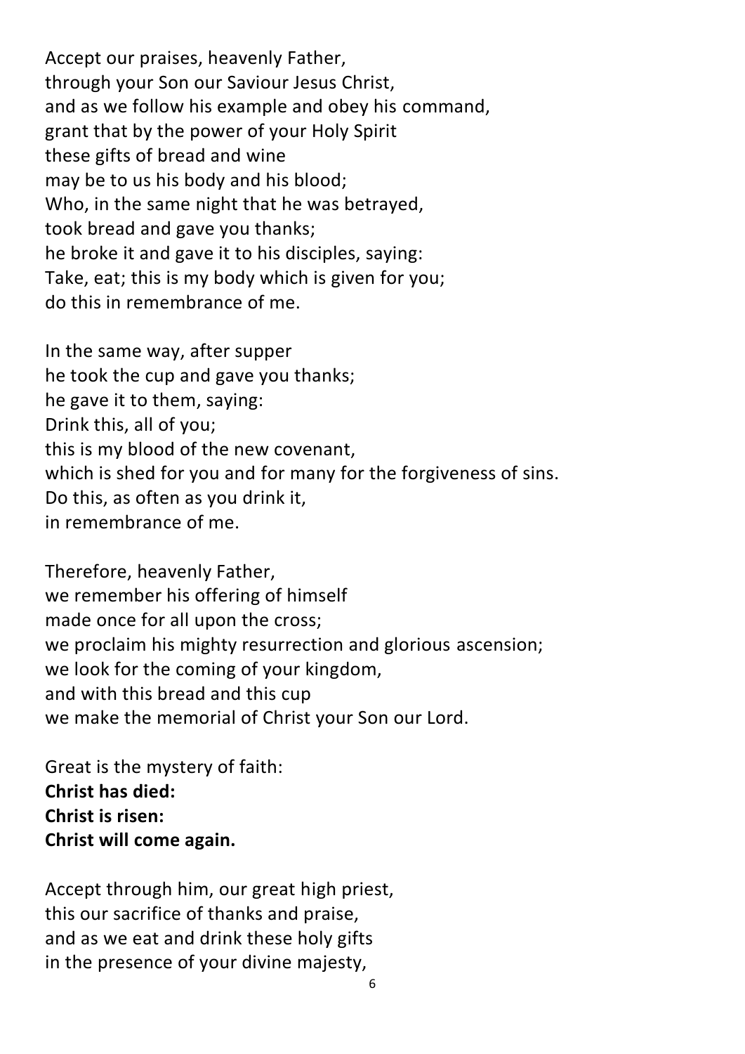Accept our praises, heavenly Father,
through your Son our Saviour Jesus Christ,
and as we follow his example and obey his command,
grant that by the power of your Holy Spirit
these gifts of bread and wine
may be to us his body and his blood;
Who, in the same night that he was betrayed,
took bread and gave you thanks;
he broke it and gave it to his disciples, saying:
Take, eat; this is my body which is given for you;
do this in remembrance of me.

In the same way, after supper
he took the cup and gave you thanks;
he gave it to them, saying:
Drink this, all of you;
this is my blood of the new covenant,
which is shed for you and for many for the forgiveness of sins.
Do this, as often as you drink it,
in remembrance of me.

Therefore, heavenly Father,
we remember his offering of himself
made once for all upon the cross;
we proclaim his mighty resurrection and glorious ascension;
we look for the coming of your kingdom,
and with this bread and this cup
we make the memorial of Christ your Son our Lord.

Great is the mystery of faith:
**Christ has died:**
**Christ is risen:**
**Christ will come again.**

Accept through him, our great high priest,
this our sacrifice of thanks and praise,
and as we eat and drink these holy gifts
in the presence of your divine majesty,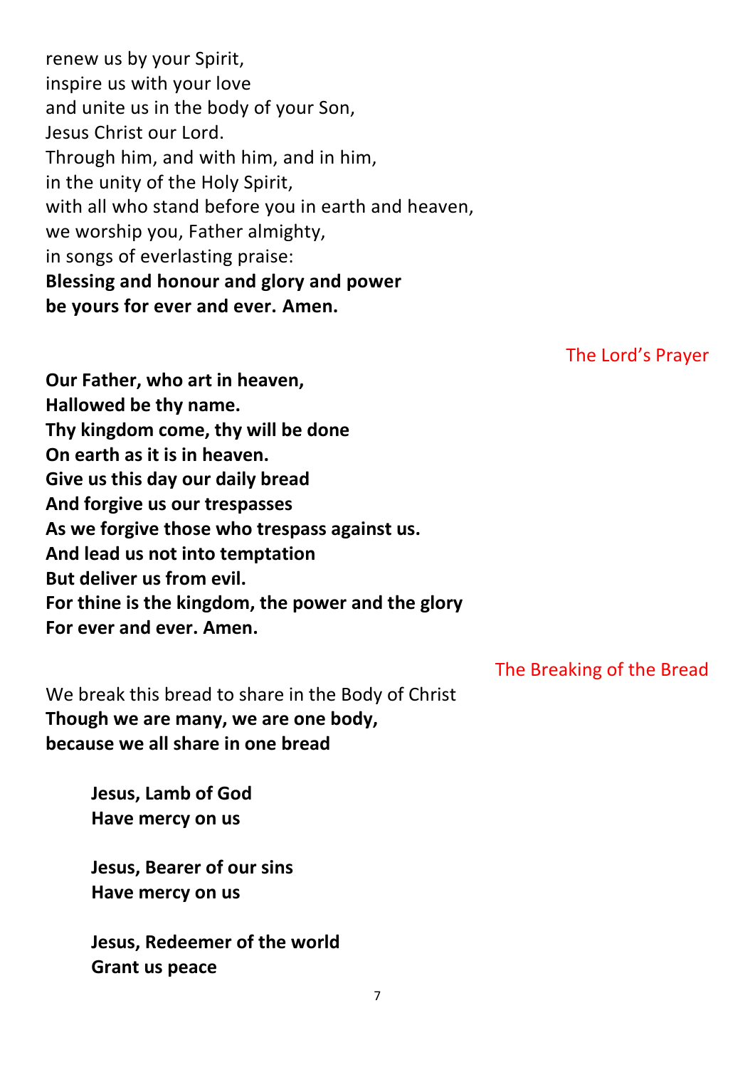renew us by your Spirit,
inspire us with your love
and unite us in the body of your Son,
Jesus Christ our Lord.
Through him, and with him, and in him,
in the unity of the Holy Spirit,
with all who stand before you in earth and heaven,
we worship you, Father almighty,
in songs of everlasting praise:
**Blessing and honour and glory and power**
**be yours for ever and ever. Amen.**

## The Lord's Prayer

**Our Father, who art in heaven,**
**Hallowed be thy name.**
**Thy kingdom come, thy will be done**
**On earth as it is in heaven.**
**Give us this day our daily bread**
**And forgive us our trespasses**
**As we forgive those who trespass against us.**
**And lead us not into temptation**
**But deliver us from evil.**
**For thine is the kingdom, the power and the glory**
**For ever and ever. Amen.**

## The Breaking of the Bread

We break this bread to share in the Body of Christ
**Though we are many, we are one body,**
**because we all share in one bread**

> **Jesus, Lamb of God**
> **Have mercy on us**
>
> **Jesus, Bearer of our sins**
> **Have mercy on us**
>
> **Jesus, Redeemer of the world**
> **Grant us peace**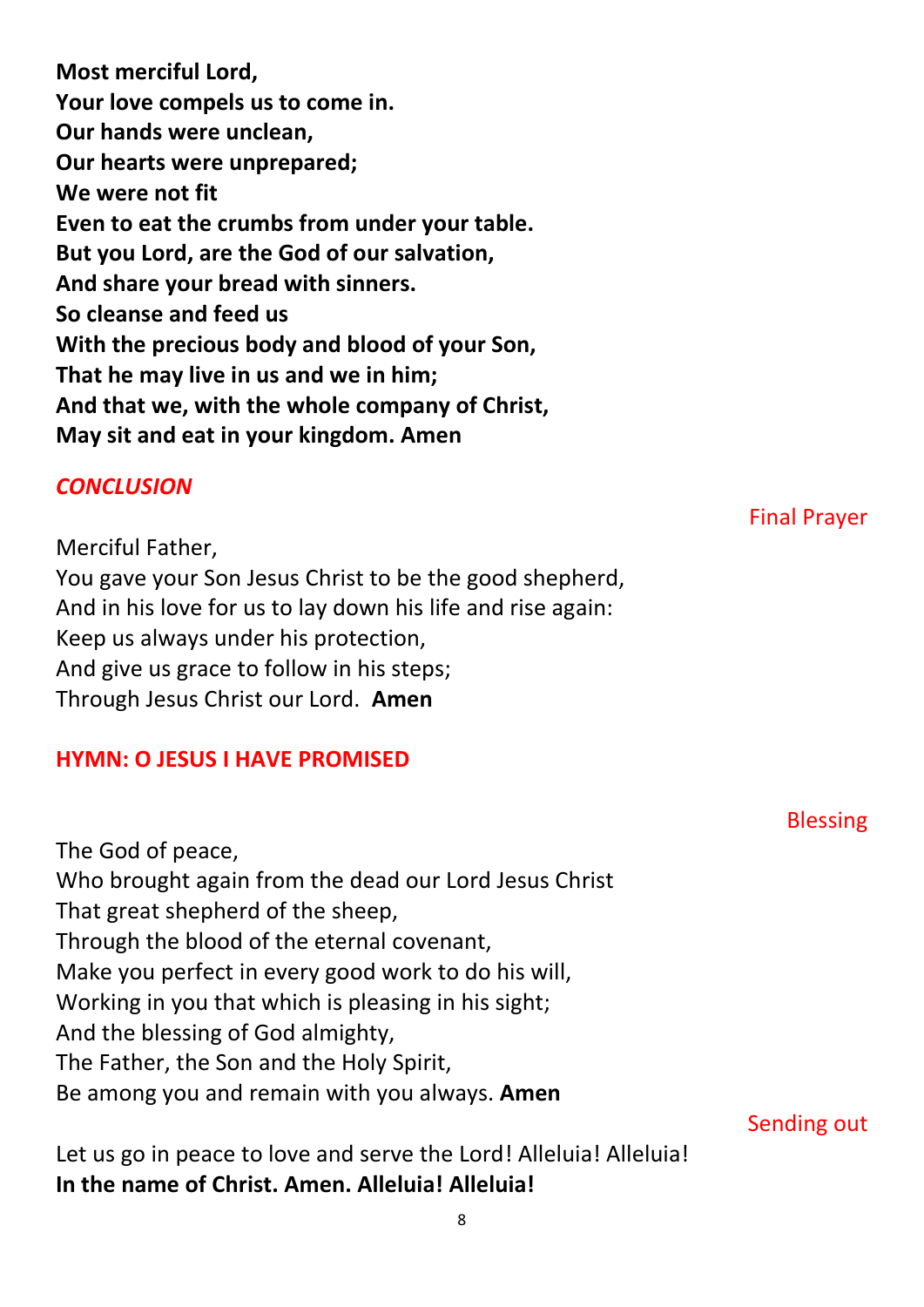**Most merciful Lord,**
**Your love compels us to come in.**
**Our hands were unclean,**
**Our hearts were unprepared;**
**We were not fit**
**Even to eat the crumbs from under your table.**
**But you Lord, are the God of our salvation,**
**And share your bread with sinners.**
**So cleanse and feed us**
**With the precious body and blood of your Son,**
**That he may live in us and we in him;**
**And that we, with the whole company of Christ,**
**May sit and eat in your kingdom. Amen**

## *CONCLUSION*

Final Prayer

Merciful Father,
You gave your Son Jesus Christ to be the good shepherd,
And in his love for us to lay down his life and rise again:
Keep us always under his protection,
And give us grace to follow in his steps;
Through Jesus Christ our Lord. **Amen**

## HYMN: O JESUS I HAVE PROMISED

Blessing

The God of peace,
Who brought again from the dead our Lord Jesus Christ
That great shepherd of the sheep,
Through the blood of the eternal covenant,
Make you perfect in every good work to do his will,
Working in you that which is pleasing in his sight;
And the blessing of God almighty,
The Father, the Son and the Holy Spirit,
Be among you and remain with you always. **Amen**

Sending out

Let us go in peace to love and serve the Lord! Alleluia! Alleluia!
**In the name of Christ. Amen. Alleluia! Alleluia!**